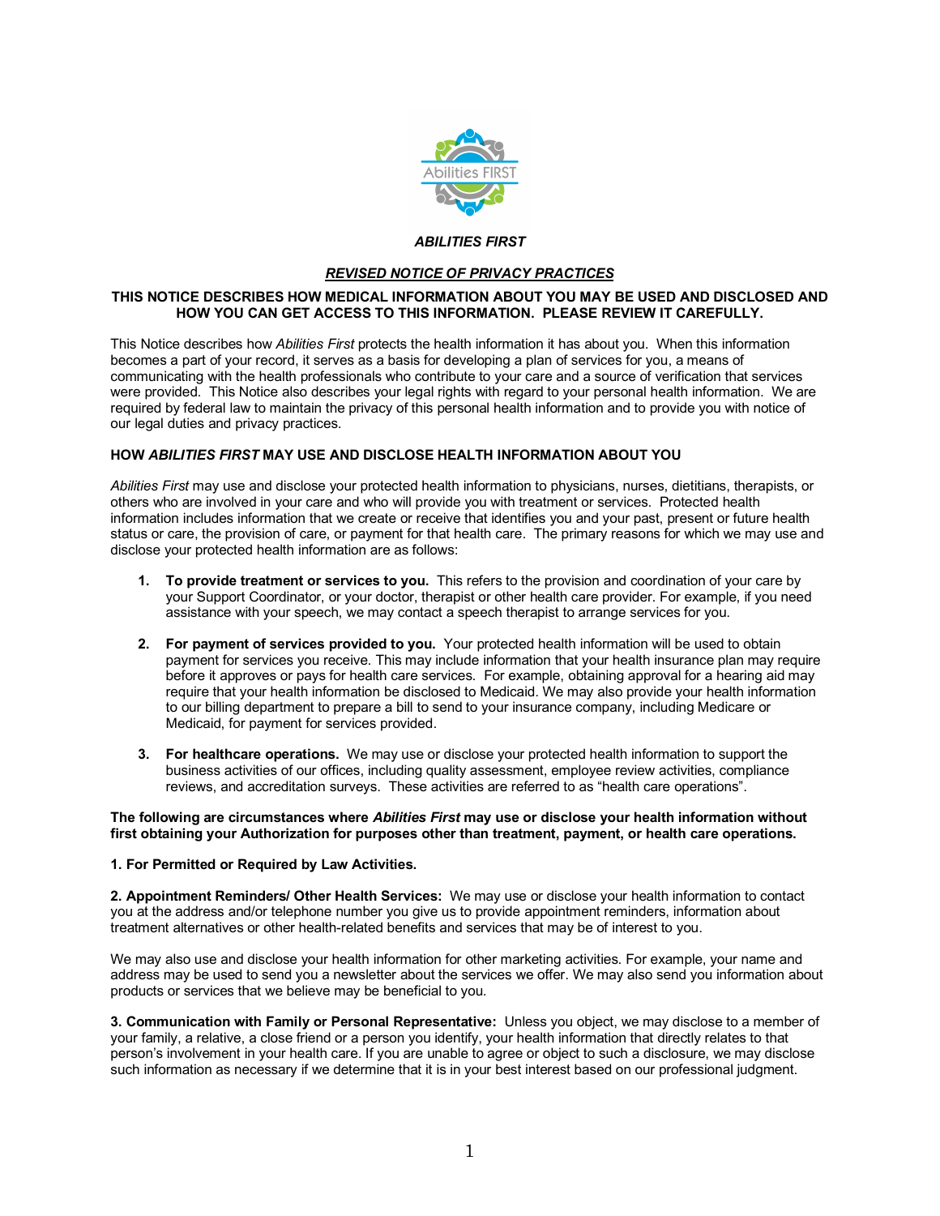***ABILITIES FIRST***

***REVISED NOTICE OF PRIVACY PRACTICES***

**THIS NOTICE DESCRIBES HOW MEDICAL INFORMATION ABOUT YOU MAY BE USED AND DISCLOSED AND HOW YOU CAN GET ACCESS TO THIS INFORMATION. PLEASE REVIEW IT CAREFULLY.**

This Notice describes how *Abilities First* protects the health information it has about you. When this information becomes a part of your record, it serves as a basis for developing a plan of services for you, a means of communicating with the health professionals who contribute to your care and a source of verification that services were provided. This Notice also describes your legal rights with regard to your personal health information. We are required by federal law to maintain the privacy of this personal health information and to provide you with notice of our legal duties and privacy practices.

**HOW *ABILITIES FIRST* MAY USE AND DISCLOSE HEALTH INFORMATION ABOUT YOU**

*Abilities First* may use and disclose your protected health information to physicians, nurses, dietitians, therapists, or others who are involved in your care and who will provide you with treatment or services. Protected health information includes information that we create or receive that identifies you and your past, present or future health status or care, the provision of care, or payment for that health care. The primary reasons for which we may use and disclose your protected health information are as follows:

1. **To provide treatment or services to you.** This refers to the provision and coordination of your care by your Support Coordinator, or your doctor, therapist or other health care provider. For example, if you need assistance with your speech, we may contact a speech therapist to arrange services for you.

2. **For payment of services provided to you.** Your protected health information will be used to obtain payment for services you receive. This may include information that your health insurance plan may require before it approves or pays for health care services. For example, obtaining approval for a hearing aid may require that your health information be disclosed to Medicaid. We may also provide your health information to our billing department to prepare a bill to send to your insurance company, including Medicare or Medicaid, for payment for services provided.

3. **For healthcare operations.** We may use or disclose your protected health information to support the business activities of our offices, including quality assessment, employee review activities, compliance reviews, and accreditation surveys. These activities are referred to as "health care operations".

**The following are circumstances where *Abilities First* may use or disclose your health information without first obtaining your Authorization for purposes other than treatment, payment, or health care operations.**

**1. For Permitted or Required by Law Activities.**

**2. Appointment Reminders/ Other Health Services:** We may use or disclose your health information to contact you at the address and/or telephone number you give us to provide appointment reminders, information about treatment alternatives or other health-related benefits and services that may be of interest to you.

We may also use and disclose your health information for other marketing activities. For example, your name and address may be used to send you a newsletter about the services we offer. We may also send you information about products or services that we believe may be beneficial to you.

**3. Communication with Family or Personal Representative:** Unless you object, we may disclose to a member of your family, a relative, a close friend or a person you identify, your health information that directly relates to that person's involvement in your health care. If you are unable to agree or object to such a disclosure, we may disclose such information as necessary if we determine that it is in your best interest based on our professional judgment.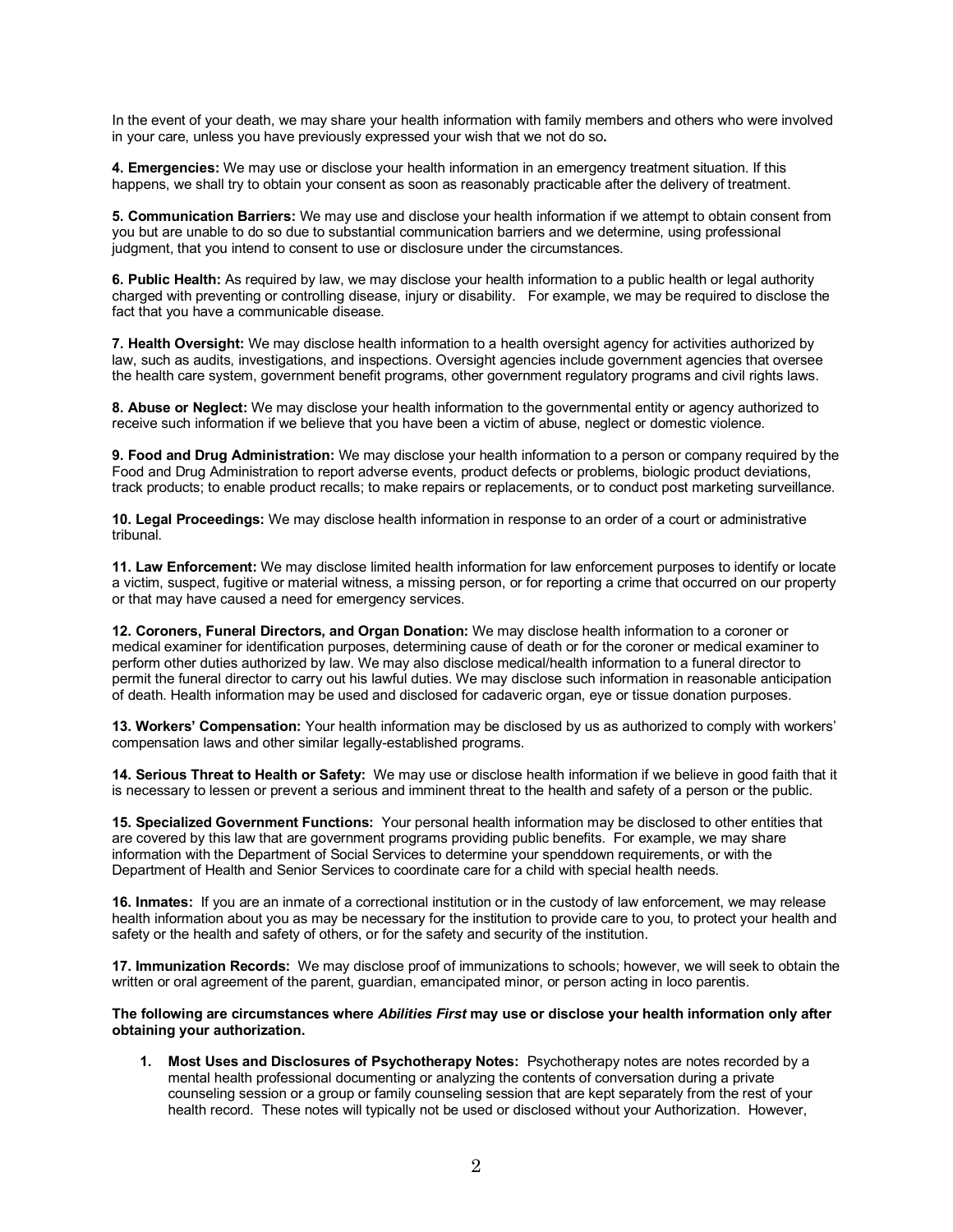In the event of your death, we may share your health information with family members and others who were involved in your care, unless you have previously expressed your wish that we not do so**.**

**4. Emergencies:** We may use or disclose your health information in an emergency treatment situation. If this happens, we shall try to obtain your consent as soon as reasonably practicable after the delivery of treatment.

**5. Communication Barriers:** We may use and disclose your health information if we attempt to obtain consent from you but are unable to do so due to substantial communication barriers and we determine, using professional judgment, that you intend to consent to use or disclosure under the circumstances.

**6. Public Health:** As required by law, we may disclose your health information to a public health or legal authority charged with preventing or controlling disease, injury or disability. For example, we may be required to disclose the fact that you have a communicable disease.

**7. Health Oversight:** We may disclose health information to a health oversight agency for activities authorized by law, such as audits, investigations, and inspections. Oversight agencies include government agencies that oversee the health care system, government benefit programs, other government regulatory programs and civil rights laws.

**8. Abuse or Neglect:** We may disclose your health information to the governmental entity or agency authorized to receive such information if we believe that you have been a victim of abuse, neglect or domestic violence.

**9. Food and Drug Administration:** We may disclose your health information to a person or company required by the Food and Drug Administration to report adverse events, product defects or problems, biologic product deviations, track products; to enable product recalls; to make repairs or replacements, or to conduct post marketing surveillance.

**10. Legal Proceedings:** We may disclose health information in response to an order of a court or administrative tribunal.

**11. Law Enforcement:** We may disclose limited health information for law enforcement purposes to identify or locate a victim, suspect, fugitive or material witness, a missing person, or for reporting a crime that occurred on our property or that may have caused a need for emergency services.

**12. Coroners, Funeral Directors, and Organ Donation:** We may disclose health information to a coroner or medical examiner for identification purposes, determining cause of death or for the coroner or medical examiner to perform other duties authorized by law. We may also disclose medical/health information to a funeral director to permit the funeral director to carry out his lawful duties. We may disclose such information in reasonable anticipation of death. Health information may be used and disclosed for cadaveric organ, eye or tissue donation purposes.

**13. Workers' Compensation:** Your health information may be disclosed by us as authorized to comply with workers' compensation laws and other similar legally-established programs.

**14. Serious Threat to Health or Safety:** We may use or disclose health information if we believe in good faith that it is necessary to lessen or prevent a serious and imminent threat to the health and safety of a person or the public.

**15. Specialized Government Functions:** Your personal health information may be disclosed to other entities that are covered by this law that are government programs providing public benefits. For example, we may share information with the Department of Social Services to determine your spenddown requirements, or with the Department of Health and Senior Services to coordinate care for a child with special health needs.

**16. Inmates:** If you are an inmate of a correctional institution or in the custody of law enforcement, we may release health information about you as may be necessary for the institution to provide care to you, to protect your health and safety or the health and safety of others, or for the safety and security of the institution.

**17. Immunization Records:** We may disclose proof of immunizations to schools; however, we will seek to obtain the written or oral agreement of the parent, guardian, emancipated minor, or person acting in loco parentis.

**The following are circumstances where *Abilities First* may use or disclose your health information only after obtaining your authorization.**

1. **Most Uses and Disclosures of Psychotherapy Notes:** Psychotherapy notes are notes recorded by a mental health professional documenting or analyzing the contents of conversation during a private counseling session or a group or family counseling session that are kept separately from the rest of your health record. These notes will typically not be used or disclosed without your Authorization. However,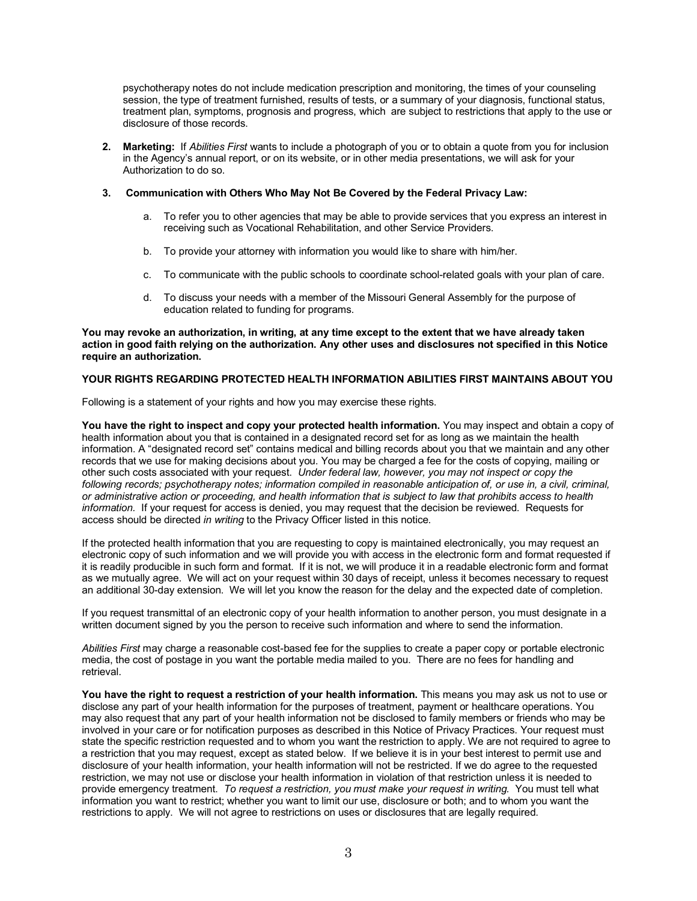psychotherapy notes do not include medication prescription and monitoring, the times of your counseling session, the type of treatment furnished, results of tests, or a summary of your diagnosis, functional status, treatment plan, symptoms, prognosis and progress, which are subject to restrictions that apply to the use or disclosure of those records.

2. **Marketing:** If *Abilities First* wants to include a photograph of you or to obtain a quote from you for inclusion in the Agency's annual report, or on its website, or in other media presentations, we will ask for your Authorization to do so.

3. **Communication with Others Who May Not Be Covered by the Federal Privacy Law:**

    a. To refer you to other agencies that may be able to provide services that you express an interest in receiving such as Vocational Rehabilitation, and other Service Providers.

    b. To provide your attorney with information you would like to share with him/her.

    c. To communicate with the public schools to coordinate school-related goals with your plan of care.

    d. To discuss your needs with a member of the Missouri General Assembly for the purpose of education related to funding for programs.

**You may revoke an authorization, in writing, at any time except to the extent that we have already taken action in good faith relying on the authorization. Any other uses and disclosures not specified in this Notice require an authorization.**

**YOUR RIGHTS REGARDING PROTECTED HEALTH INFORMATION ABILITIES FIRST MAINTAINS ABOUT YOU**

Following is a statement of your rights and how you may exercise these rights.

**You have the right to inspect and copy your protected health information.** You may inspect and obtain a copy of health information about you that is contained in a designated record set for as long as we maintain the health information. A "designated record set" contains medical and billing records about you that we maintain and any other records that we use for making decisions about you. You may be charged a fee for the costs of copying, mailing or other such costs associated with your request. *Under federal law, however, you may not inspect or copy the following records; psychotherapy notes; information compiled in reasonable anticipation of, or use in, a civil, criminal, or administrative action or proceeding, and health information that is subject to law that prohibits access to health information.* If your request for access is denied, you may request that the decision be reviewed. Requests for access should be directed *in writing* to the Privacy Officer listed in this notice.

If the protected health information that you are requesting to copy is maintained electronically, you may request an electronic copy of such information and we will provide you with access in the electronic form and format requested if it is readily producible in such form and format. If it is not, we will produce it in a readable electronic form and format as we mutually agree. We will act on your request within 30 days of receipt, unless it becomes necessary to request an additional 30-day extension. We will let you know the reason for the delay and the expected date of completion.

If you request transmittal of an electronic copy of your health information to another person, you must designate in a written document signed by you the person to receive such information and where to send the information.

*Abilities First* may charge a reasonable cost-based fee for the supplies to create a paper copy or portable electronic media, the cost of postage in you want the portable media mailed to you. There are no fees for handling and retrieval.

**You have the right to request a restriction of your health information.** This means you may ask us not to use or disclose any part of your health information for the purposes of treatment, payment or healthcare operations. You may also request that any part of your health information not be disclosed to family members or friends who may be involved in your care or for notification purposes as described in this Notice of Privacy Practices. Your request must state the specific restriction requested and to whom you want the restriction to apply. We are not required to agree to a restriction that you may request, except as stated below. If we believe it is in your best interest to permit use and disclosure of your health information, your health information will not be restricted. If we do agree to the requested restriction, we may not use or disclose your health information in violation of that restriction unless it is needed to provide emergency treatment. *To request a restriction, you must make your request in writing.* You must tell what information you want to restrict; whether you want to limit our use, disclosure or both; and to whom you want the restrictions to apply. We will not agree to restrictions on uses or disclosures that are legally required.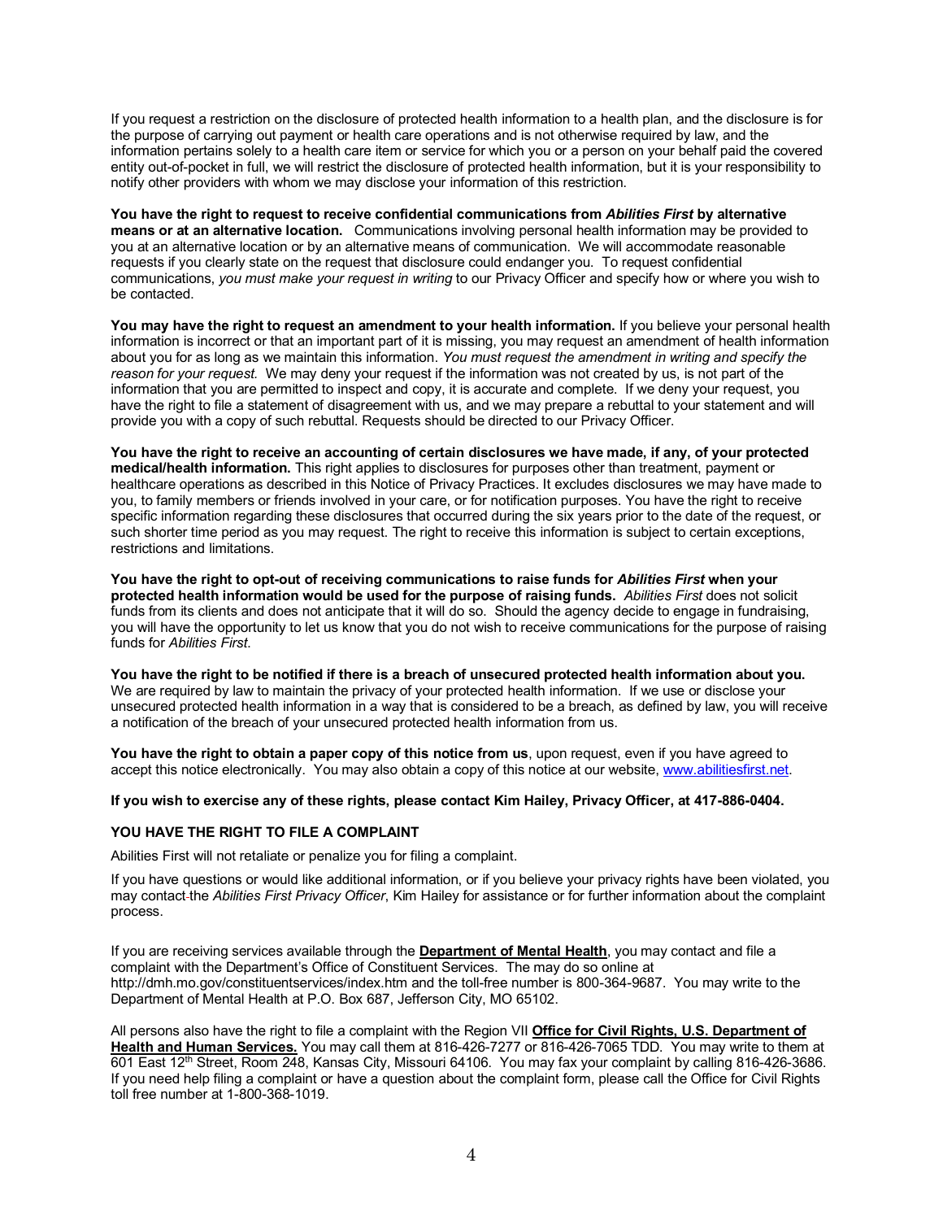If you request a restriction on the disclosure of protected health information to a health plan, and the disclosure is for the purpose of carrying out payment or health care operations and is not otherwise required by law, and the information pertains solely to a health care item or service for which you or a person on your behalf paid the covered entity out-of-pocket in full, we will restrict the disclosure of protected health information, but it is your responsibility to notify other providers with whom we may disclose your information of this restriction.

**You have the right to request to receive confidential communications from *Abilities First* by alternative means or at an alternative location.** Communications involving personal health information may be provided to you at an alternative location or by an alternative means of communication. We will accommodate reasonable requests if you clearly state on the request that disclosure could endanger you. To request confidential communications, *you must make your request in writing* to our Privacy Officer and specify how or where you wish to be contacted.

**You may have the right to request an amendment to your health information.** If you believe your personal health information is incorrect or that an important part of it is missing, you may request an amendment of health information about you for as long as we maintain this information. *You must request the amendment in writing and specify the reason for your request.* We may deny your request if the information was not created by us, is not part of the information that you are permitted to inspect and copy, it is accurate and complete. If we deny your request, you have the right to file a statement of disagreement with us, and we may prepare a rebuttal to your statement and will provide you with a copy of such rebuttal. Requests should be directed to our Privacy Officer.

**You have the right to receive an accounting of certain disclosures we have made, if any, of your protected medical/health information.** This right applies to disclosures for purposes other than treatment, payment or healthcare operations as described in this Notice of Privacy Practices. It excludes disclosures we may have made to you, to family members or friends involved in your care, or for notification purposes. You have the right to receive specific information regarding these disclosures that occurred during the six years prior to the date of the request, or such shorter time period as you may request. The right to receive this information is subject to certain exceptions, restrictions and limitations.

**You have the right to opt-out of receiving communications to raise funds for *Abilities First* when your protected health information would be used for the purpose of raising funds.** *Abilities First* does not solicit funds from its clients and does not anticipate that it will do so. Should the agency decide to engage in fundraising, you will have the opportunity to let us know that you do not wish to receive communications for the purpose of raising funds for *Abilities First*.

**You have the right to be notified if there is a breach of unsecured protected health information about you.** We are required by law to maintain the privacy of your protected health information. If we use or disclose your unsecured protected health information in a way that is considered to be a breach, as defined by law, you will receive a notification of the breach of your unsecured protected health information from us.

**You have the right to obtain a paper copy of this notice from us**, upon request, even if you have agreed to accept this notice electronically. You may also obtain a copy of this notice at our website, www.abilitiesfirst.net.

**If you wish to exercise any of these rights, please contact Kim Hailey, Privacy Officer, at 417-886-0404.**

**YOU HAVE THE RIGHT TO FILE A COMPLAINT**

Abilities First will not retaliate or penalize you for filing a complaint.

If you have questions or would like additional information, or if you believe your privacy rights have been violated, you may contact the *Abilities First Privacy Officer*, Kim Hailey for assistance or for further information about the complaint process.

If you are receiving services available through the **Department of Mental Health**, you may contact and file a complaint with the Department's Office of Constituent Services. The may do so online at http://dmh.mo.gov/constituentservices/index.htm and the toll-free number is 800-364-9687. You may write to the Department of Mental Health at P.O. Box 687, Jefferson City, MO 65102.

All persons also have the right to file a complaint with the Region VII **Office for Civil Rights, U.S. Department of Health and Human Services.** You may call them at 816-426-7277 or 816-426-7065 TDD. You may write to them at 601 East 12th Street, Room 248, Kansas City, Missouri 64106. You may fax your complaint by calling 816-426-3686. If you need help filing a complaint or have a question about the complaint form, please call the Office for Civil Rights toll free number at 1-800-368-1019.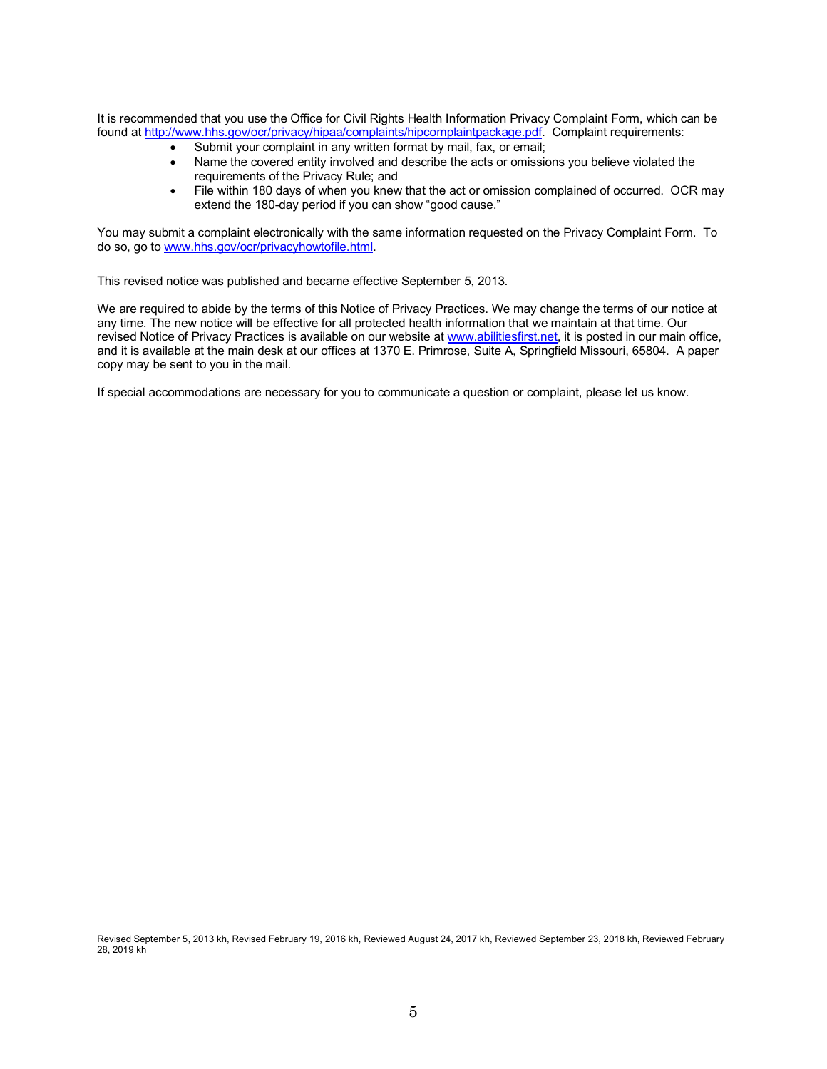It is recommended that you use the Office for Civil Rights Health Information Privacy Complaint Form, which can be found at http://www.hhs.gov/ocr/privacy/hipaa/complaints/hipcomplaintpackage.pdf. Complaint requirements:

- Submit your complaint in any written format by mail, fax, or email;
- Name the covered entity involved and describe the acts or omissions you believe violated the requirements of the Privacy Rule; and
- File within 180 days of when you knew that the act or omission complained of occurred. OCR may extend the 180-day period if you can show "good cause."

You may submit a complaint electronically with the same information requested on the Privacy Complaint Form. To do so, go to www.hhs.gov/ocr/privacyhowtofile.html.

This revised notice was published and became effective September 5, 2013.

We are required to abide by the terms of this Notice of Privacy Practices. We may change the terms of our notice at any time. The new notice will be effective for all protected health information that we maintain at that time. Our revised Notice of Privacy Practices is available on our website at www.abilitiesfirst.net, it is posted in our main office, and it is available at the main desk at our offices at 1370 E. Primrose, Suite A, Springfield Missouri, 65804. A paper copy may be sent to you in the mail.

If special accommodations are necessary for you to communicate a question or complaint, please let us know.

Revised September 5, 2013 kh, Revised February 19, 2016 kh, Reviewed August 24, 2017 kh, Reviewed September 23, 2018 kh, Reviewed February 28, 2019 kh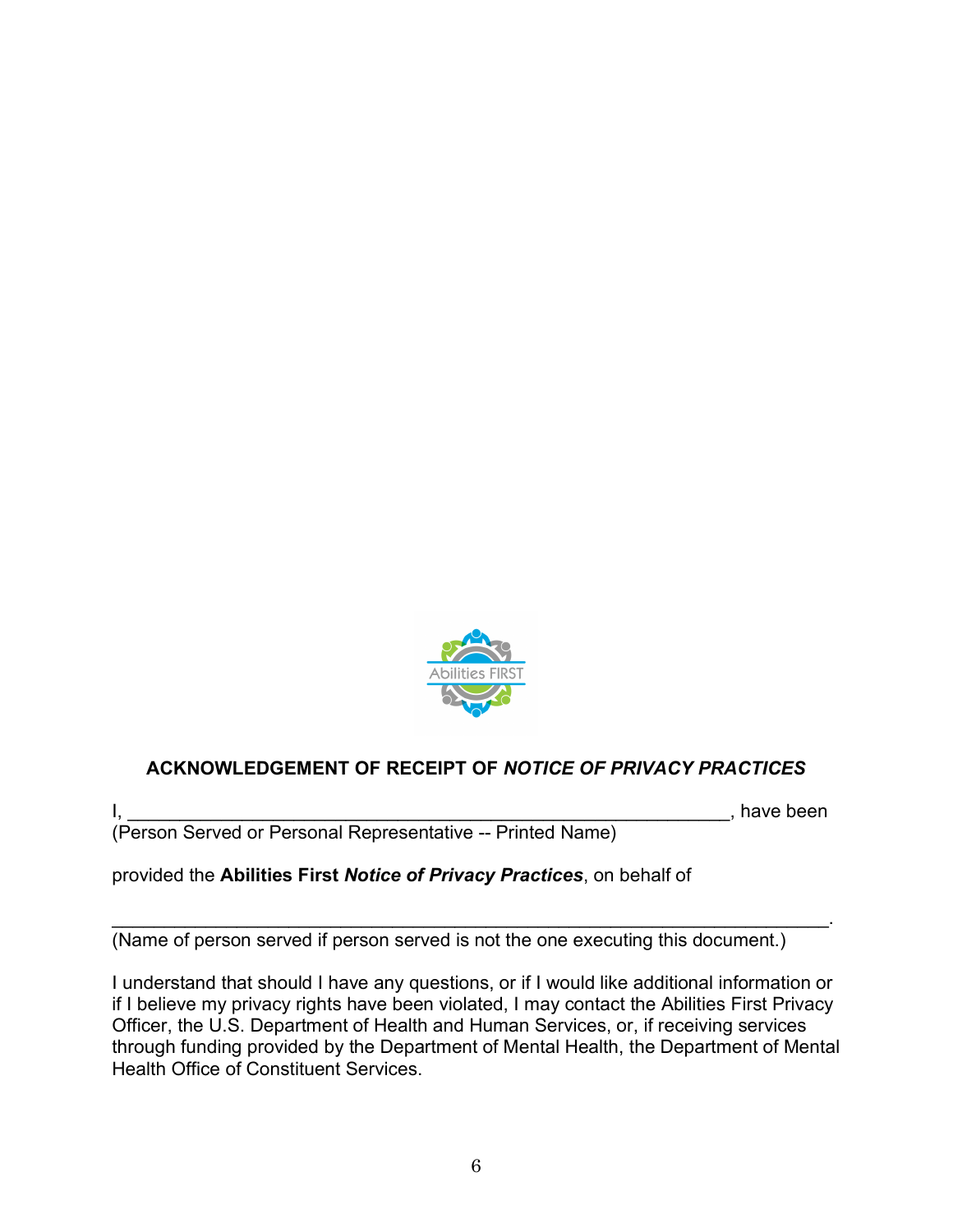## ACKNOWLEDGEMENT OF RECEIPT OF *NOTICE OF PRIVACY PRACTICES*

I, ____________________________________________________________, have been
(Person Served or Personal Representative -- Printed Name)

provided the **Abilities First *Notice of Privacy Practices***, on behalf of

_______________________________________________________________________.
(Name of person served if person served is not the one executing this document.)

I understand that should I have any questions, or if I would like additional information or if I believe my privacy rights have been violated, I may contact the Abilities First Privacy Officer, the U.S. Department of Health and Human Services, or, if receiving services through funding provided by the Department of Mental Health, the Department of Mental Health Office of Constituent Services.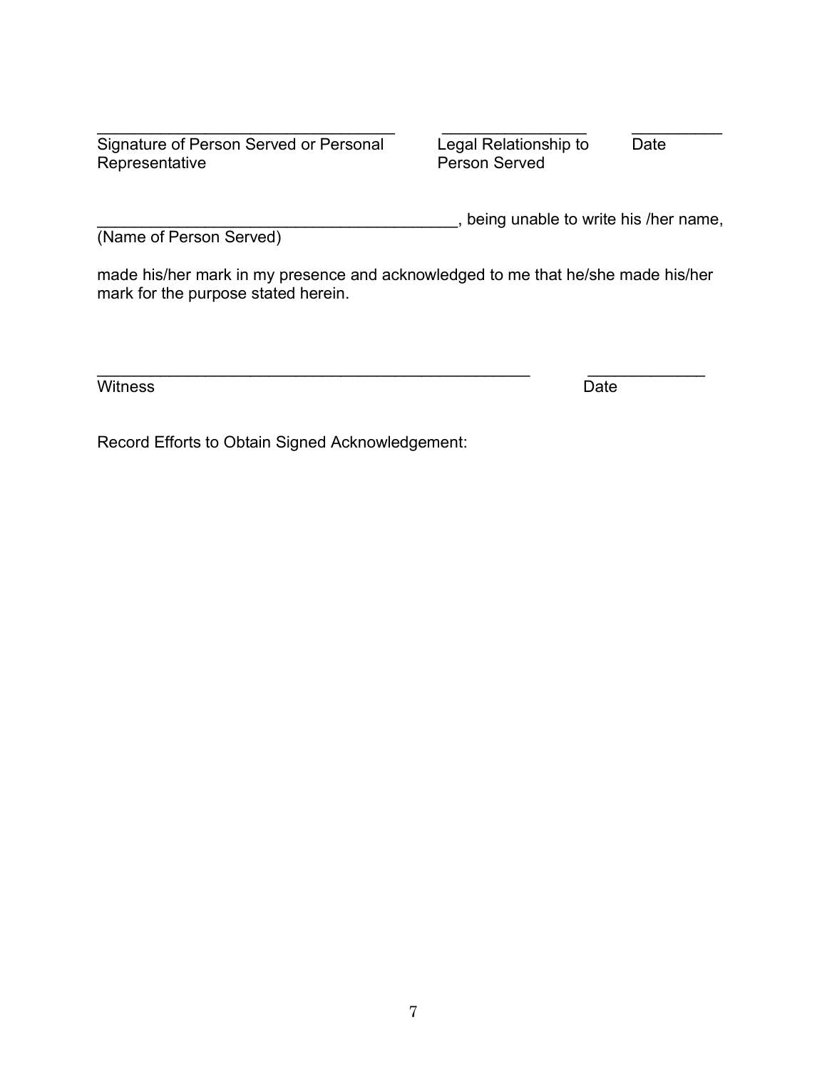\_\_\_\_\_\_\_\_\_\_\_\_\_\_\_\_\_\_\_\_\_\_\_\_\_\_\_\_\_\_\_\_\_\_\_\_ \_\_\_\_\_\_\_\_\_\_\_\_\_\_\_\_\_\_ \_\_\_\_\_\_\_\_\_\_\_

Signature of Person Served or Personal Representative | Legal Relationship to Person Served | Date

\_\_\_\_\_\_\_\_\_\_\_\_\_\_\_\_\_\_\_\_\_\_\_\_\_\_\_\_\_\_\_\_\_\_\_\_\_\_\_\_\_\_\_, being unable to write his /her name,
(Name of Person Served)

made his/her mark in my presence and acknowledged to me that he/she made his/her mark for the purpose stated herein.

\_\_\_\_\_\_\_\_\_\_\_\_\_\_\_\_\_\_\_\_\_\_\_\_\_\_\_\_\_\_\_\_\_\_\_\_\_\_\_\_\_\_\_\_\_\_\_\_\_\_\_\_\_ \_\_\_\_\_\_\_\_\_\_\_\_\_\_\_

Witness | Date

Record Efforts to Obtain Signed Acknowledgement: